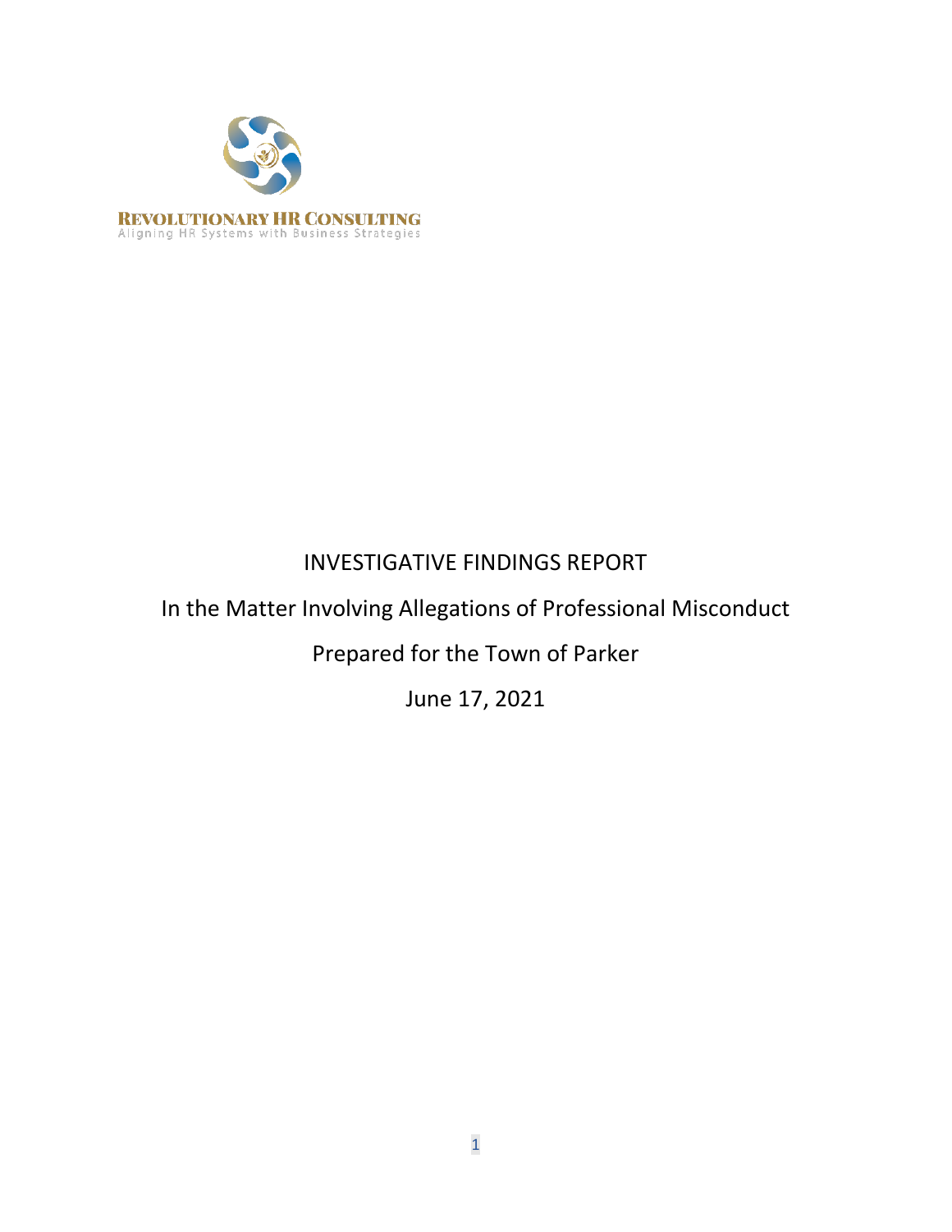REVOLUTIONARY HR CONSULTING

Aligning HR Systems with Business Strategies

# INVESTIGATIVE FINDINGS REPORT

In the Matter Involving Allegations of Professional Misconduct

Prepared for the Town of Parker

June 17, 2021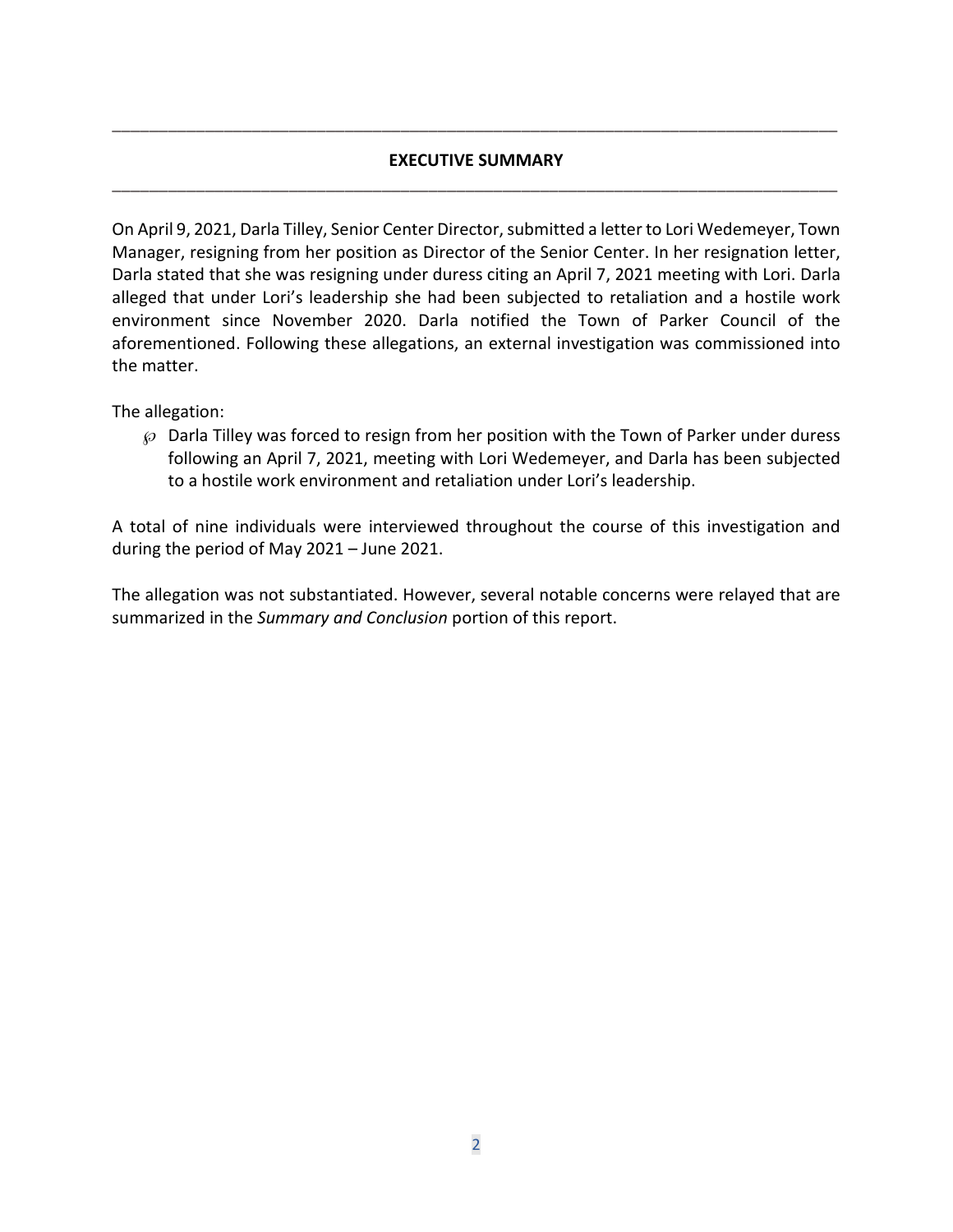## EXECUTIVE SUMMARY

On April 9, 2021, Darla Tilley, Senior Center Director, submitted a letter to Lori Wedemeyer, Town Manager, resigning from her position as Director of the Senior Center. In her resignation letter, Darla stated that she was resigning under duress citing an April 7, 2021 meeting with Lori. Darla alleged that under Lori's leadership she had been subjected to retaliation and a hostile work environment since November 2020. Darla notified the Town of Parker Council of the aforementioned. Following these allegations, an external investigation was commissioned into the matter.

The allegation:

- Darla Tilley was forced to resign from her position with the Town of Parker under duress following an April 7, 2021, meeting with Lori Wedemeyer, and Darla has been subjected to a hostile work environment and retaliation under Lori's leadership.

A total of nine individuals were interviewed throughout the course of this investigation and during the period of May 2021 – June 2021.

The allegation was not substantiated. However, several notable concerns were relayed that are summarized in the *Summary and Conclusion* portion of this report.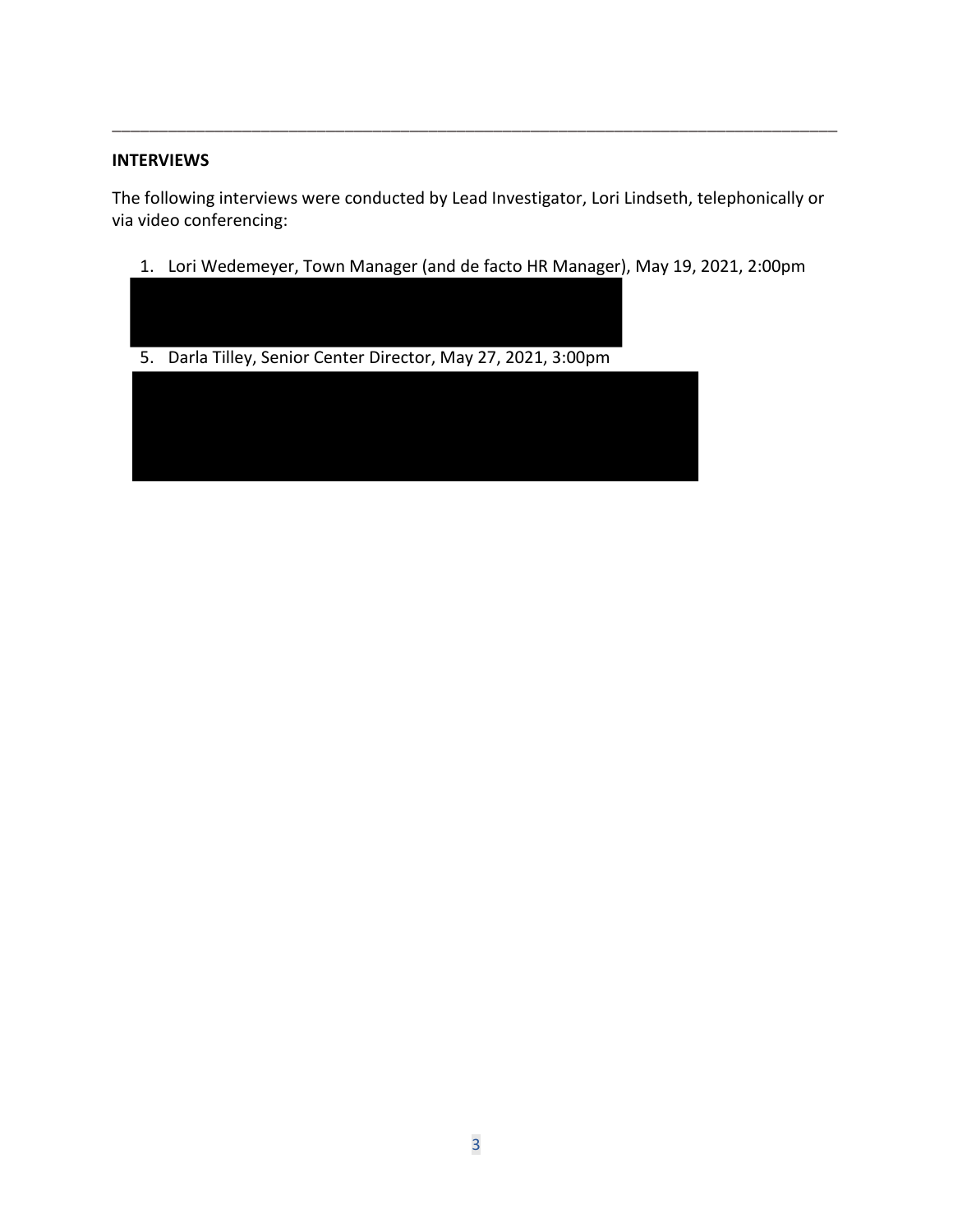## INTERVIEWS

The following interviews were conducted by Lead Investigator, Lori Lindseth, telephonically or via video conferencing:

1. Lori Wedemeyer, Town Manager (and de facto HR Manager), May 19, 2021, 2:00pm

5. Darla Tilley, Senior Center Director, May 27, 2021, 3:00pm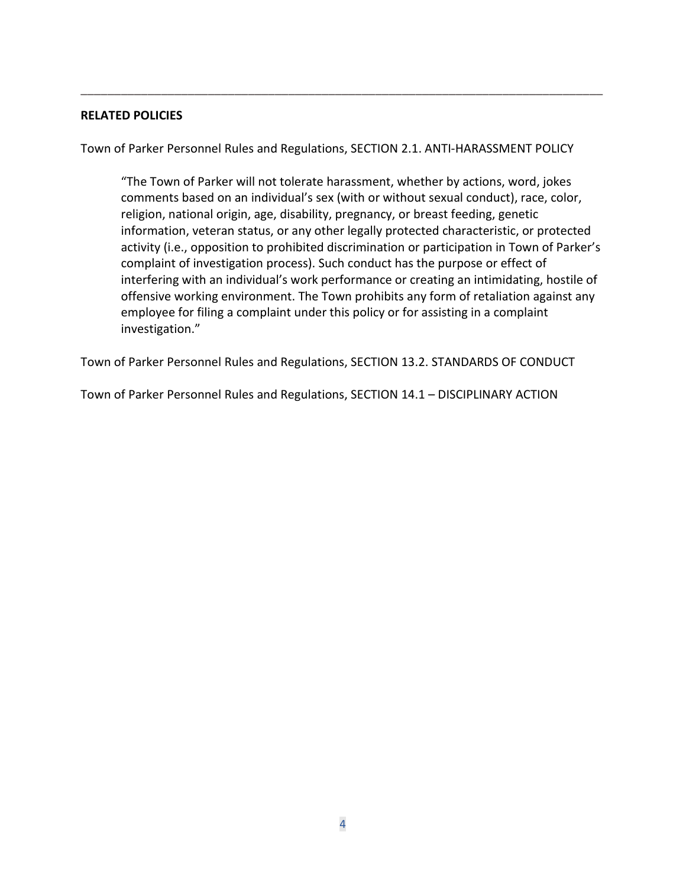## RELATED POLICIES

Town of Parker Personnel Rules and Regulations, SECTION 2.1. ANTI-HARASSMENT POLICY

> "The Town of Parker will not tolerate harassment, whether by actions, word, jokes comments based on an individual's sex (with or without sexual conduct), race, color, religion, national origin, age, disability, pregnancy, or breast feeding, genetic information, veteran status, or any other legally protected characteristic, or protected activity (i.e., opposition to prohibited discrimination or participation in Town of Parker's complaint of investigation process). Such conduct has the purpose or effect of interfering with an individual's work performance or creating an intimidating, hostile of offensive working environment. The Town prohibits any form of retaliation against any employee for filing a complaint under this policy or for assisting in a complaint investigation."

Town of Parker Personnel Rules and Regulations, SECTION 13.2. STANDARDS OF CONDUCT

Town of Parker Personnel Rules and Regulations, SECTION 14.1 – DISCIPLINARY ACTION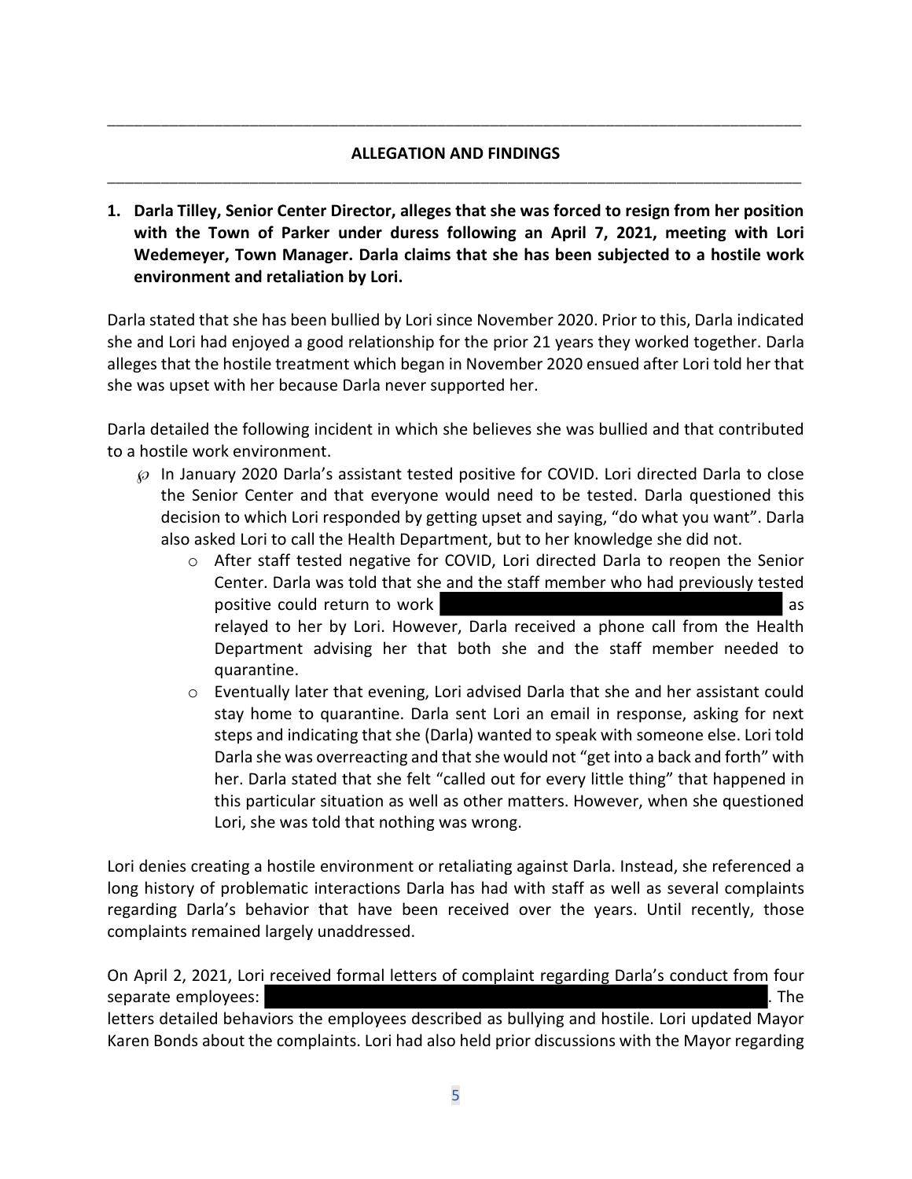## ALLEGATION AND FINDINGS

**1. Darla Tilley, Senior Center Director, alleges that she was forced to resign from her position with the Town of Parker under duress following an April 7, 2021, meeting with Lori Wedemeyer, Town Manager. Darla claims that she has been subjected to a hostile work environment and retaliation by Lori.**

Darla stated that she has been bullied by Lori since November 2020. Prior to this, Darla indicated she and Lori had enjoyed a good relationship for the prior 21 years they worked together. Darla alleges that the hostile treatment which began in November 2020 ensued after Lori told her that she was upset with her because Darla never supported her.

Darla detailed the following incident in which she believes she was bullied and that contributed to a hostile work environment.

- In January 2020 Darla's assistant tested positive for COVID. Lori directed Darla to close the Senior Center and that everyone would need to be tested. Darla questioned this decision to which Lori responded by getting upset and saying, "do what you want". Darla also asked Lori to call the Health Department, but to her knowledge she did not.
  - After staff tested negative for COVID, Lori directed Darla to reopen the Senior Center. Darla was told that she and the staff member who had previously tested positive could return to work [REDACTED] as relayed to her by Lori. However, Darla received a phone call from the Health Department advising her that both she and the staff member needed to quarantine.
  - Eventually later that evening, Lori advised Darla that she and her assistant could stay home to quarantine. Darla sent Lori an email in response, asking for next steps and indicating that she (Darla) wanted to speak with someone else. Lori told Darla she was overreacting and that she would not "get into a back and forth" with her. Darla stated that she felt "called out for every little thing" that happened in this particular situation as well as other matters. However, when she questioned Lori, she was told that nothing was wrong.

Lori denies creating a hostile environment or retaliating against Darla. Instead, she referenced a long history of problematic interactions Darla has had with staff as well as several complaints regarding Darla's behavior that have been received over the years. Until recently, those complaints remained largely unaddressed.

On April 2, 2021, Lori received formal letters of complaint regarding Darla's conduct from four separate employees: [REDACTED]. The letters detailed behaviors the employees described as bullying and hostile. Lori updated Mayor Karen Bonds about the complaints. Lori had also held prior discussions with the Mayor regarding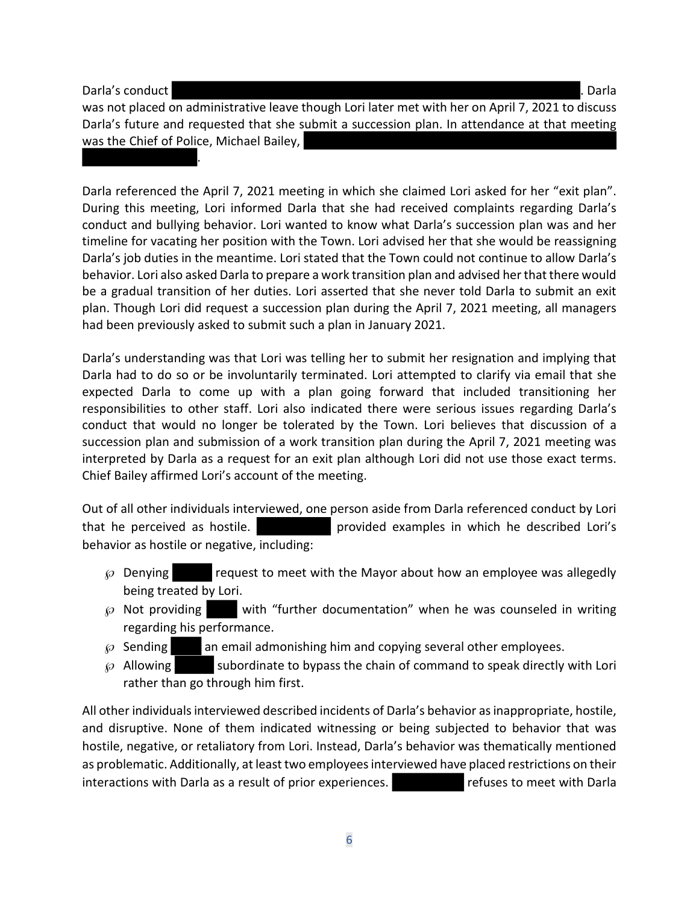Darla's conduct ██████████████████████████████████████. Darla was not placed on administrative leave though Lori later met with her on April 7, 2021 to discuss Darla's future and requested that she submit a succession plan. In attendance at that meeting was the Chief of Police, Michael Bailey, ██████████████████████████████ ██████████.

Darla referenced the April 7, 2021 meeting in which she claimed Lori asked for her "exit plan". During this meeting, Lori informed Darla that she had received complaints regarding Darla's conduct and bullying behavior. Lori wanted to know what Darla's succession plan was and her timeline for vacating her position with the Town. Lori advised her that she would be reassigning Darla's job duties in the meantime. Lori stated that the Town could not continue to allow Darla's behavior. Lori also asked Darla to prepare a work transition plan and advised her that there would be a gradual transition of her duties. Lori asserted that she never told Darla to submit an exit plan. Though Lori did request a succession plan during the April 7, 2021 meeting, all managers had been previously asked to submit such a plan in January 2021.

Darla's understanding was that Lori was telling her to submit her resignation and implying that Darla had to do so or be involuntarily terminated. Lori attempted to clarify via email that she expected Darla to come up with a plan going forward that included transitioning her responsibilities to other staff. Lori also indicated there were serious issues regarding Darla's conduct that would no longer be tolerated by the Town. Lori believes that discussion of a succession plan and submission of a work transition plan during the April 7, 2021 meeting was interpreted by Darla as a request for an exit plan although Lori did not use those exact terms. Chief Bailey affirmed Lori's account of the meeting.

Out of all other individuals interviewed, one person aside from Darla referenced conduct by Lori that he perceived as hostile. ██████ provided examples in which he described Lori's behavior as hostile or negative, including:

- Denying ████ request to meet with the Mayor about how an employee was allegedly being treated by Lori.
- Not providing ███ with "further documentation" when he was counseled in writing regarding his performance.
- Sending ███ an email admonishing him and copying several other employees.
- Allowing ████ subordinate to bypass the chain of command to speak directly with Lori rather than go through him first.

All other individuals interviewed described incidents of Darla's behavior as inappropriate, hostile, and disruptive. None of them indicated witnessing or being subjected to behavior that was hostile, negative, or retaliatory from Lori. Instead, Darla's behavior was thematically mentioned as problematic. Additionally, at least two employees interviewed have placed restrictions on their interactions with Darla as a result of prior experiences. ██████ refuses to meet with Darla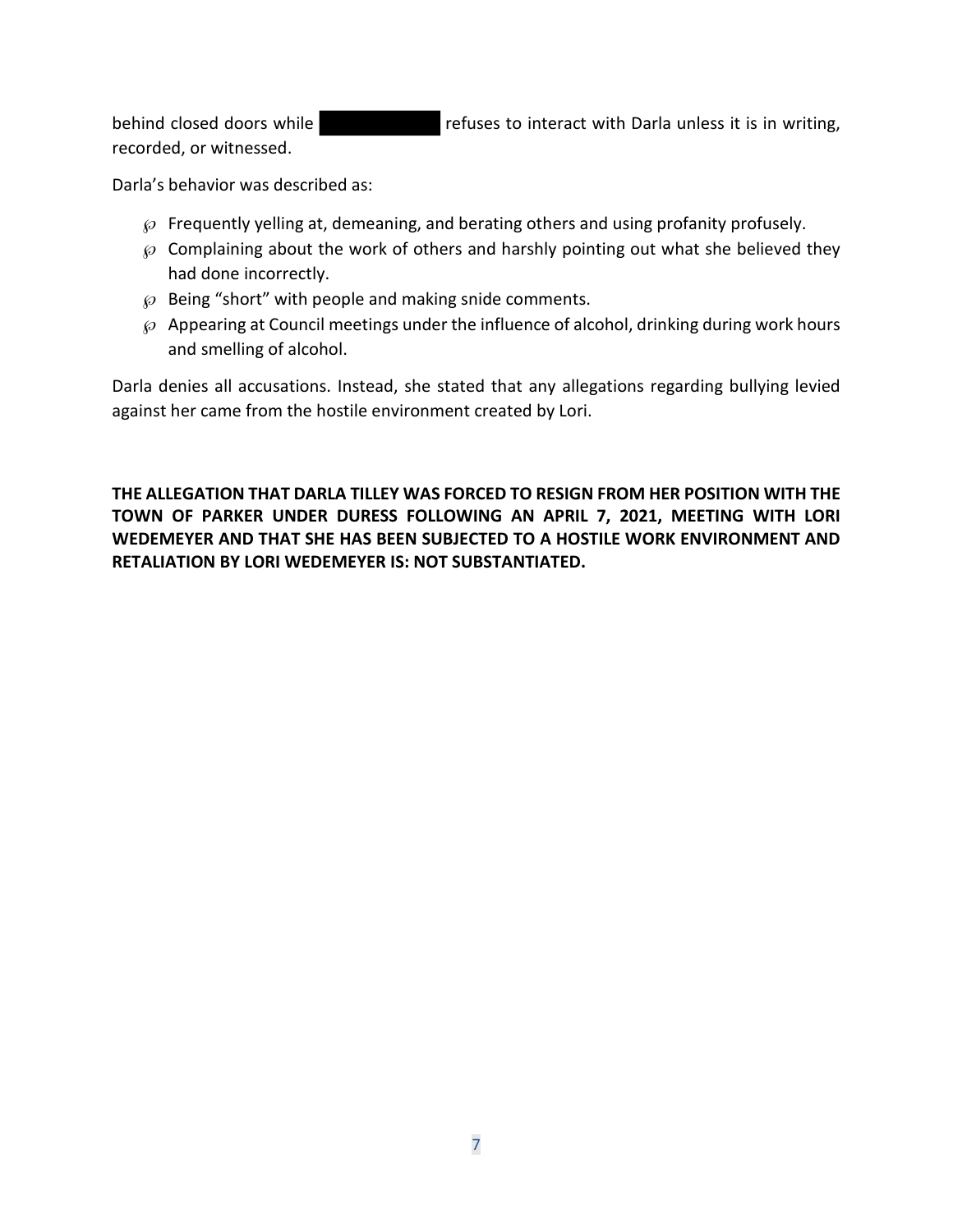behind closed doors while [REDACTED] refuses to interact with Darla unless it is in writing, recorded, or witnessed.

Darla's behavior was described as:

- Frequently yelling at, demeaning, and berating others and using profanity profusely.
- Complaining about the work of others and harshly pointing out what she believed they had done incorrectly.
- Being "short" with people and making snide comments.
- Appearing at Council meetings under the influence of alcohol, drinking during work hours and smelling of alcohol.

Darla denies all accusations. Instead, she stated that any allegations regarding bullying levied against her came from the hostile environment created by Lori.

**THE ALLEGATION THAT DARLA TILLEY WAS FORCED TO RESIGN FROM HER POSITION WITH THE TOWN OF PARKER UNDER DURESS FOLLOWING AN APRIL 7, 2021, MEETING WITH LORI WEDEMEYER AND THAT SHE HAS BEEN SUBJECTED TO A HOSTILE WORK ENVIRONMENT AND RETALIATION BY LORI WEDEMEYER IS: NOT SUBSTANTIATED.**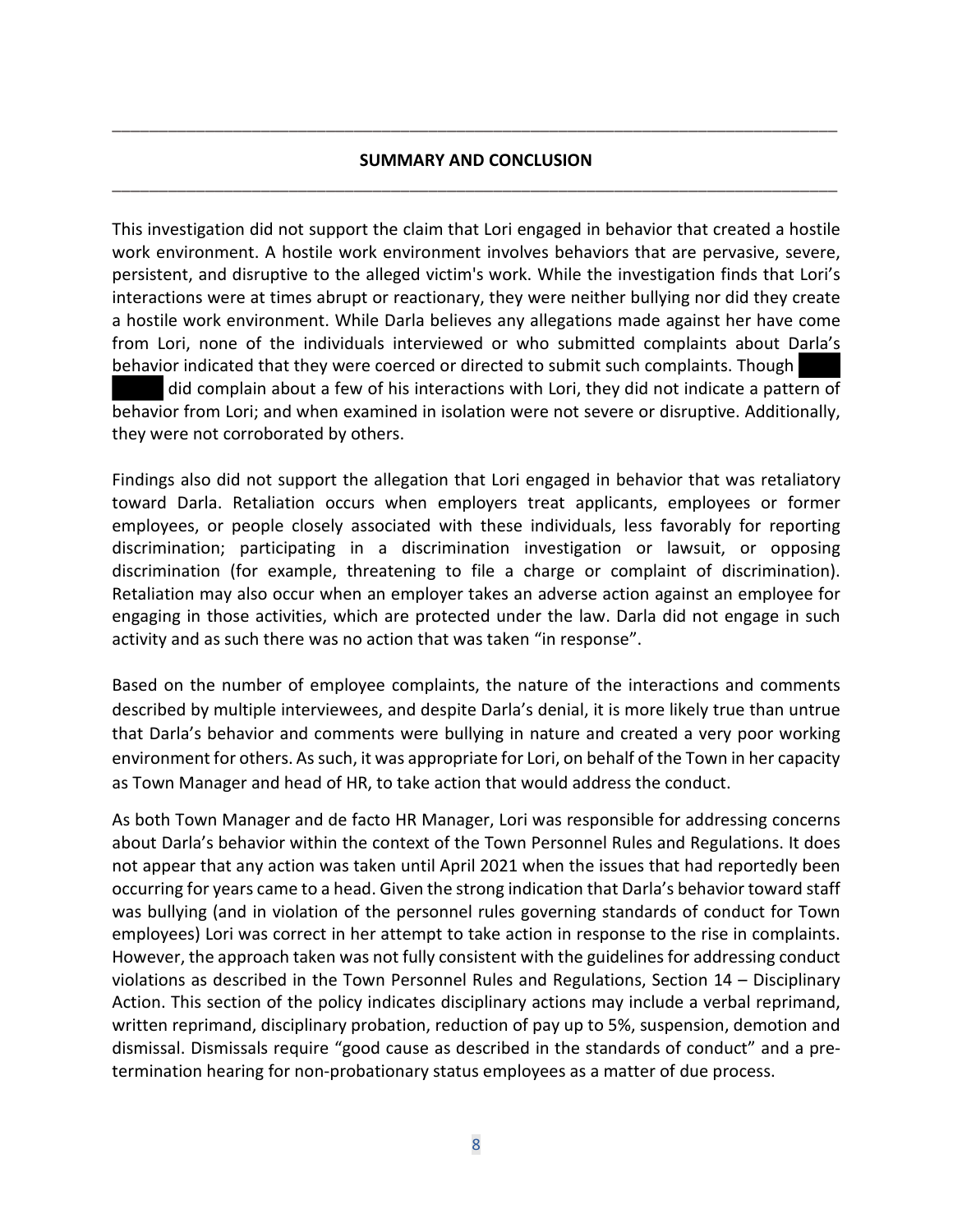## SUMMARY AND CONCLUSION

This investigation did not support the claim that Lori engaged in behavior that created a hostile work environment. A hostile work environment involves behaviors that are pervasive, severe, persistent, and disruptive to the alleged victim's work. While the investigation finds that Lori's interactions were at times abrupt or reactionary, they were neither bullying nor did they create a hostile work environment. While Darla believes any allegations made against her have come from Lori, none of the individuals interviewed or who submitted complaints about Darla's behavior indicated that they were coerced or directed to submit such complaints. Though ████ ████ did complain about a few of his interactions with Lori, they did not indicate a pattern of behavior from Lori; and when examined in isolation were not severe or disruptive. Additionally, they were not corroborated by others.

Findings also did not support the allegation that Lori engaged in behavior that was retaliatory toward Darla. Retaliation occurs when employers treat applicants, employees or former employees, or people closely associated with these individuals, less favorably for reporting discrimination; participating in a discrimination investigation or lawsuit, or opposing discrimination (for example, threatening to file a charge or complaint of discrimination). Retaliation may also occur when an employer takes an adverse action against an employee for engaging in those activities, which are protected under the law. Darla did not engage in such activity and as such there was no action that was taken "in response".

Based on the number of employee complaints, the nature of the interactions and comments described by multiple interviewees, and despite Darla's denial, it is more likely true than untrue that Darla's behavior and comments were bullying in nature and created a very poor working environment for others. As such, it was appropriate for Lori, on behalf of the Town in her capacity as Town Manager and head of HR, to take action that would address the conduct.

As both Town Manager and de facto HR Manager, Lori was responsible for addressing concerns about Darla's behavior within the context of the Town Personnel Rules and Regulations. It does not appear that any action was taken until April 2021 when the issues that had reportedly been occurring for years came to a head. Given the strong indication that Darla's behavior toward staff was bullying (and in violation of the personnel rules governing standards of conduct for Town employees) Lori was correct in her attempt to take action in response to the rise in complaints. However, the approach taken was not fully consistent with the guidelines for addressing conduct violations as described in the Town Personnel Rules and Regulations, Section 14 – Disciplinary Action. This section of the policy indicates disciplinary actions may include a verbal reprimand, written reprimand, disciplinary probation, reduction of pay up to 5%, suspension, demotion and dismissal. Dismissals require "good cause as described in the standards of conduct" and a pre-termination hearing for non-probationary status employees as a matter of due process.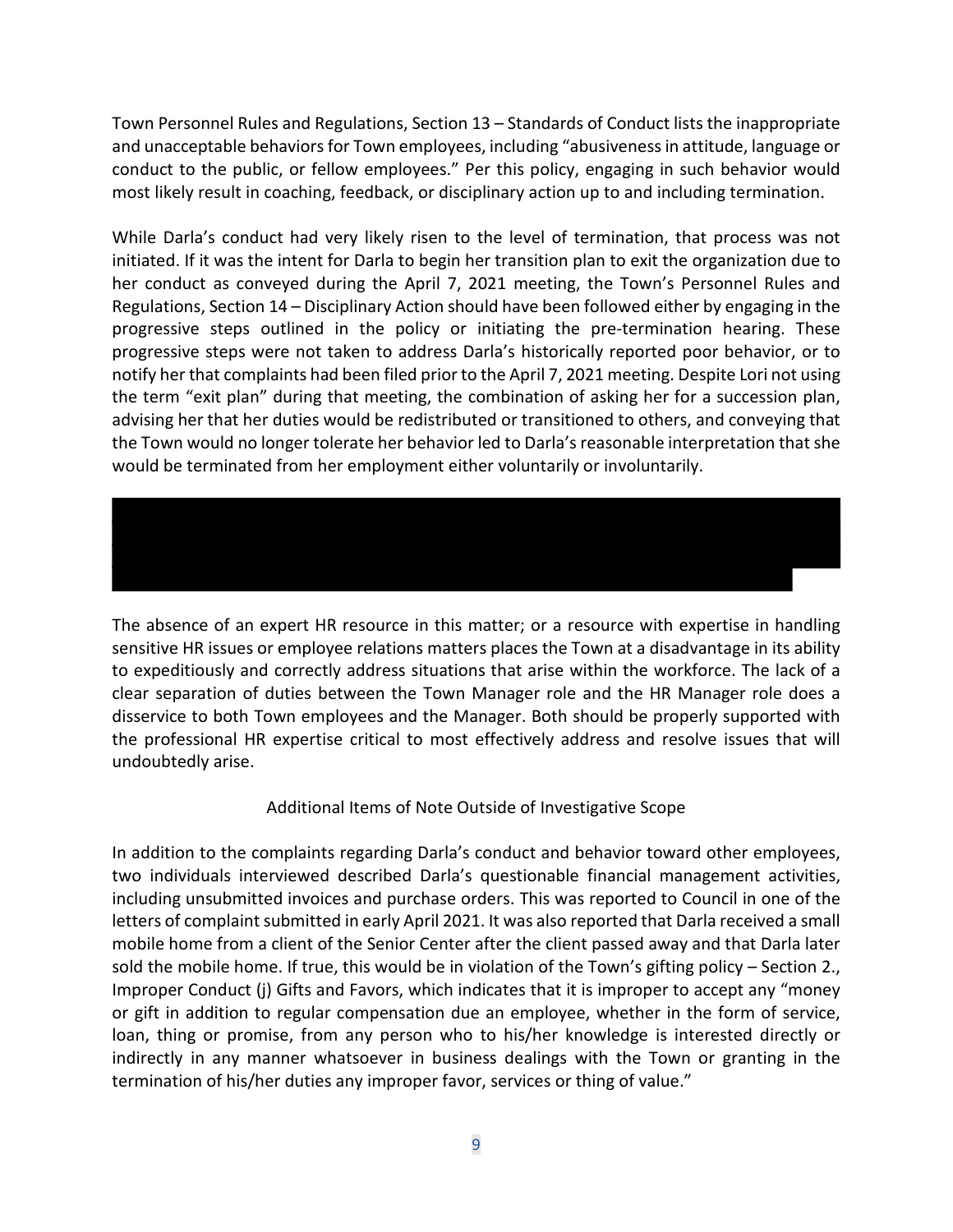Town Personnel Rules and Regulations, Section 13 – Standards of Conduct lists the inappropriate and unacceptable behaviors for Town employees, including "abusiveness in attitude, language or conduct to the public, or fellow employees." Per this policy, engaging in such behavior would most likely result in coaching, feedback, or disciplinary action up to and including termination.

While Darla's conduct had very likely risen to the level of termination, that process was not initiated. If it was the intent for Darla to begin her transition plan to exit the organization due to her conduct as conveyed during the April 7, 2021 meeting, the Town's Personnel Rules and Regulations, Section 14 – Disciplinary Action should have been followed either by engaging in the progressive steps outlined in the policy or initiating the pre-termination hearing. These progressive steps were not taken to address Darla's historically reported poor behavior, or to notify her that complaints had been filed prior to the April 7, 2021 meeting. Despite Lori not using the term "exit plan" during that meeting, the combination of asking her for a succession plan, advising her that her duties would be redistributed or transitioned to others, and conveying that the Town would no longer tolerate her behavior led to Darla's reasonable interpretation that she would be terminated from her employment either voluntarily or involuntarily.

The absence of an expert HR resource in this matter; or a resource with expertise in handling sensitive HR issues or employee relations matters places the Town at a disadvantage in its ability to expeditiously and correctly address situations that arise within the workforce. The lack of a clear separation of duties between the Town Manager role and the HR Manager role does a disservice to both Town employees and the Manager. Both should be properly supported with the professional HR expertise critical to most effectively address and resolve issues that will undoubtedly arise.

## Additional Items of Note Outside of Investigative Scope

In addition to the complaints regarding Darla's conduct and behavior toward other employees, two individuals interviewed described Darla's questionable financial management activities, including unsubmitted invoices and purchase orders. This was reported to Council in one of the letters of complaint submitted in early April 2021. It was also reported that Darla received a small mobile home from a client of the Senior Center after the client passed away and that Darla later sold the mobile home. If true, this would be in violation of the Town's gifting policy – Section 2., Improper Conduct (j) Gifts and Favors, which indicates that it is improper to accept any "money or gift in addition to regular compensation due an employee, whether in the form of service, loan, thing or promise, from any person who to his/her knowledge is interested directly or indirectly in any manner whatsoever in business dealings with the Town or granting in the termination of his/her duties any improper favor, services or thing of value."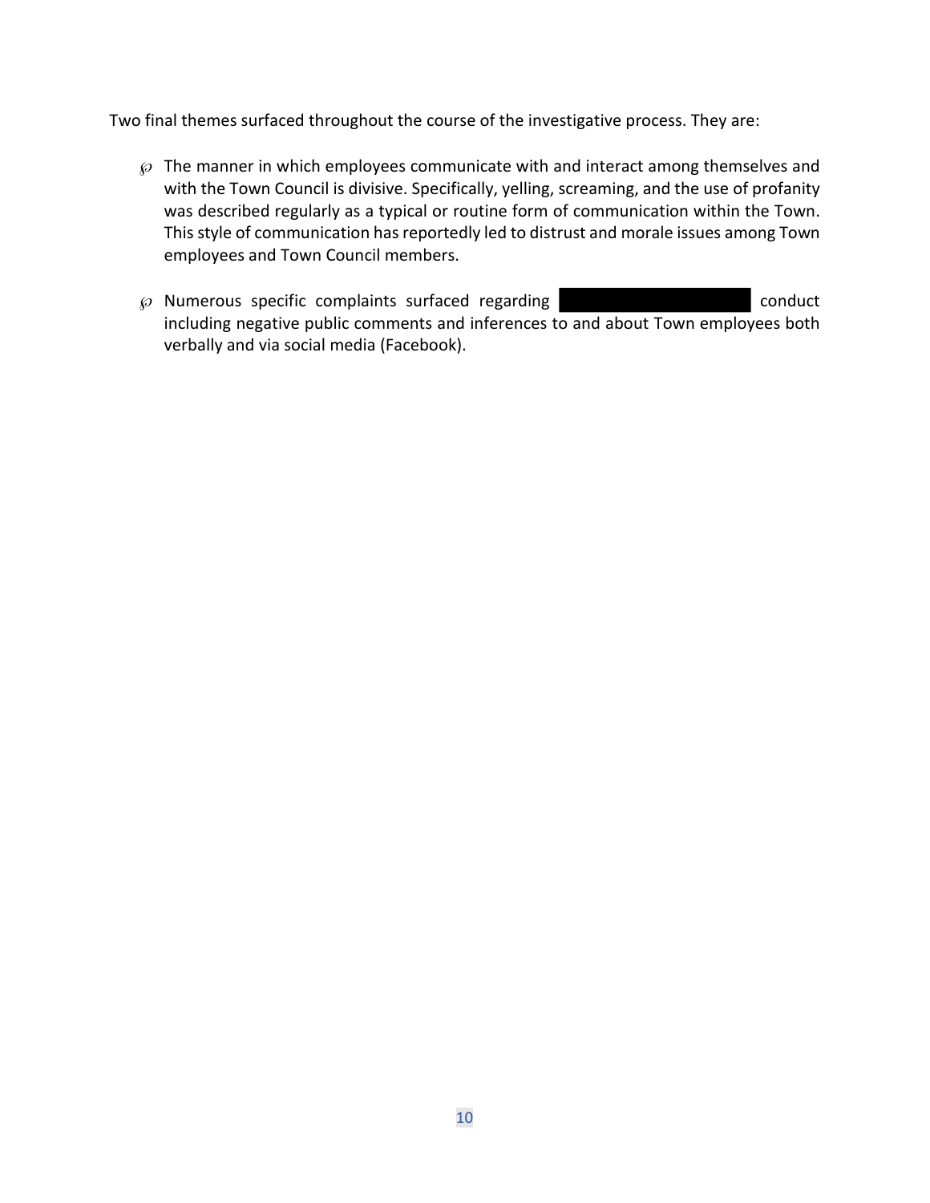Two final themes surfaced throughout the course of the investigative process. They are:

- The manner in which employees communicate with and interact among themselves and with the Town Council is divisive. Specifically, yelling, screaming, and the use of profanity was described regularly as a typical or routine form of communication within the Town. This style of communication has reportedly led to distrust and morale issues among Town employees and Town Council members.

- Numerous specific complaints surfaced regarding [REDACTED] conduct including negative public comments and inferences to and about Town employees both verbally and via social media (Facebook).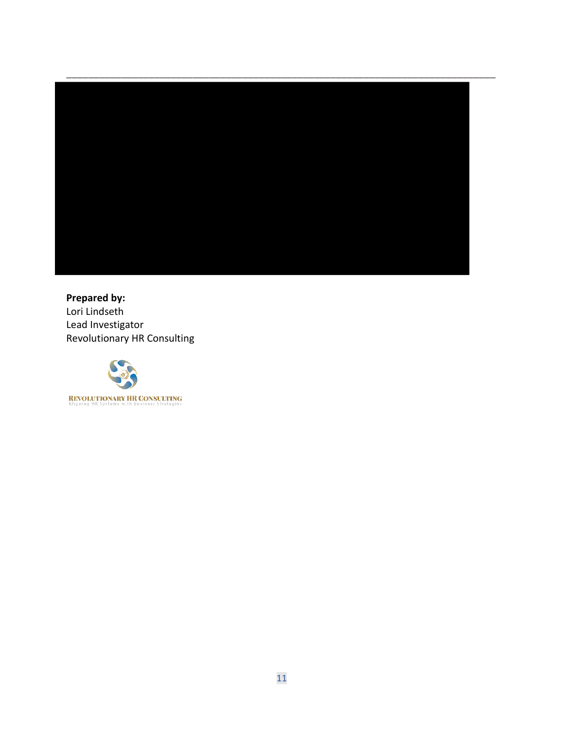**Prepared by:**
Lori Lindseth
Lead Investigator
Revolutionary HR Consulting

REVOLUTIONARY HR CONSULTING
Aligning HR Systems with Business Strategies